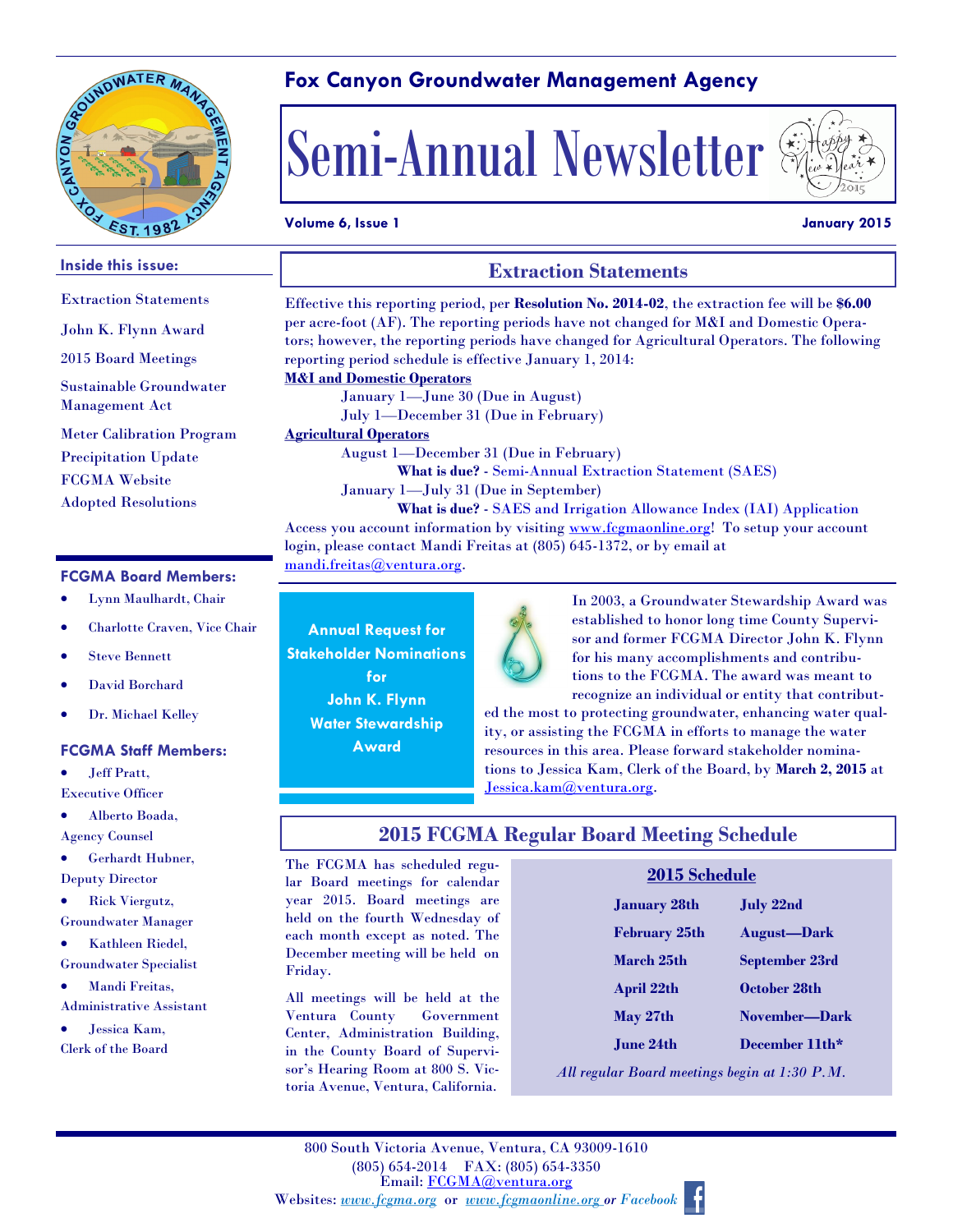# Fox Canyon Groundwater Management Agency

# Semi-Annual Newsletter

**Volume 6, Issue 1** — **January 2015**

**Inside this issue:**

- Extraction Statements
- John K. Flynn Award
- 2015 Board Meetings
- Sustainable Groundwater Management Act
- Meter Calibration Program
- Precipitation Update
- FCGMA Website
- Adopted Resolutions

**FCGMA Board Members:**

- Lynn Maulhardt, Chair
- Charlotte Craven, Vice Chair
- Steve Bennett
- David Borchard
- Dr. Michael Kelley

**FCGMA Staff Members:**

- Jeff Pratt, Executive Officer
- Alberto Boada, Agency Counsel
- Gerhardt Hubner, Deputy Director
- Rick Viergutz, Groundwater Manager
- Kathleen Riedel, Groundwater Specialist
- Mandi Freitas, Administrative Assistant
- Jessica Kam, Clerk of the Board

## Extraction Statements

Effective this reporting period, per **Resolution No. 2014-02**, the extraction fee will be **$6.00** per acre-foot (AF). The reporting periods have not changed for M&I and Domestic Operators; however, the reporting periods have changed for Agricultural Operators. The following reporting period schedule is effective January 1, 2014:

**M&I and Domestic Operators**

- January 1—June 30 (Due in August)
- July 1—December 31 (Due in February)

**Agricultural Operators**

- August 1—December 31 (Due in February)
  - **What is due?** - Semi-Annual Extraction Statement (SAES)
- January 1—July 31 (Due in September)
  - **What is due?** - SAES and Irrigation Allowance Index (IAI) Application

Access you account information by visiting www.fcgmaonline.org! To setup your account login, please contact Mandi Freitas at (805) 645-1372, or by email at mandi.freitas@ventura.org.

**Annual Request for Stakeholder Nominations for John K. Flynn Water Stewardship Award**

In 2003, a Groundwater Stewardship Award was established to honor long time County Supervisor and former FCGMA Director John K. Flynn for his many accomplishments and contributions to the FCGMA. The award was meant to recognize an individual or entity that contributed the most to protecting groundwater, enhancing water quality, or assisting the FCGMA in efforts to manage the water resources in this area. Please forward stakeholder nominations to Jessica Kam, Clerk of the Board, by **March 2, 2015** at Jessica.kam@ventura.org.

## 2015 FCGMA Regular Board Meeting Schedule

The FCGMA has scheduled regular Board meetings for calendar year 2015. Board meetings are held on the fourth Wednesday of each month except as noted. The December meeting will be held on Friday.

All meetings will be held at the Ventura County Government Center, Administration Building, in the County Board of Supervisor's Hearing Room at 800 S. Victoria Avenue, Ventura, California.

**2015 Schedule**

| | |
|---|---|
| **January 28th** | **July 22nd** |
| **February 25th** | **August—Dark** |
| **March 25th** | **September 23rd** |
| **April 22th** | **October 28th** |
| **May 27th** | **November—Dark** |
| **June 24th** | **December 11th*** |

*All regular Board meetings begin at 1:30 P.M.*

800 South Victoria Avenue, Ventura, CA 93009-1610
(805) 654-2014 FAX: (805) 654-3350
Email: FCGMA@ventura.org
Websites: *www.fcgma.org* or *www.fcgmaonline.org* or *Facebook*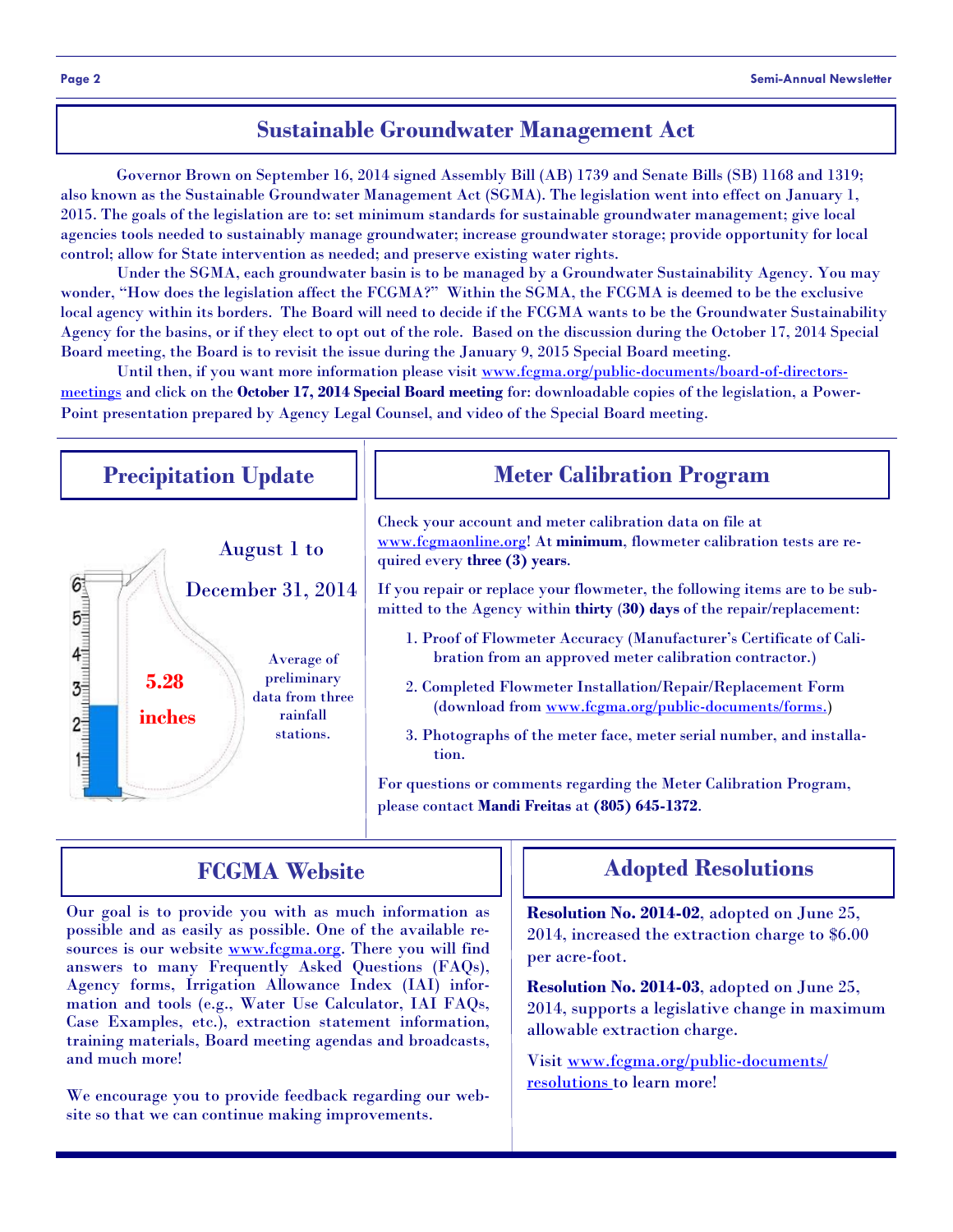## Sustainable Groundwater Management Act

Governor Brown on September 16, 2014 signed Assembly Bill (AB) 1739 and Senate Bills (SB) 1168 and 1319; also known as the Sustainable Groundwater Management Act (SGMA). The legislation went into effect on January 1, 2015. The goals of the legislation are to: set minimum standards for sustainable groundwater management; give local agencies tools needed to sustainably manage groundwater; increase groundwater storage; provide opportunity for local control; allow for State intervention as needed; and preserve existing water rights.

Under the SGMA, each groundwater basin is to be managed by a Groundwater Sustainability Agency. You may wonder, "How does the legislation affect the FCGMA?" Within the SGMA, the FCGMA is deemed to be the exclusive local agency within its borders. The Board will need to decide if the FCGMA wants to be the Groundwater Sustainability Agency for the basins, or if they elect to opt out of the role. Based on the discussion during the October 17, 2014 Special Board meeting, the Board is to revisit the issue during the January 9, 2015 Special Board meeting.

Until then, if you want more information please visit www.fcgma.org/public-documents/board-of-directors-meetings and click on the **October 17, 2014 Special Board meeting** for: downloadable copies of the legislation, a PowerPoint presentation prepared by Agency Legal Counsel, and video of the Special Board meeting.

## Precipitation Update

August 1 to December 31, 2014

**5.28 inches**

Average of preliminary data from three rainfall stations.

## Meter Calibration Program

Check your account and meter calibration data on file at www.fcgmaonline.org! At **minimum**, flowmeter calibration tests are required every **three (3) years**.

If you repair or replace your flowmeter, the following items are to be submitted to the Agency within **thirty (30) days** of the repair/replacement:

1. Proof of Flowmeter Accuracy (Manufacturer's Certificate of Calibration from an approved meter calibration contractor.)
2. Completed Flowmeter Installation/Repair/Replacement Form (download from www.fcgma.org/public-documents/forms.)
3. Photographs of the meter face, meter serial number, and installation.

For questions or comments regarding the Meter Calibration Program, please contact **Mandi Freitas** at **(805) 645-1372**.

## FCGMA Website

Our goal is to provide you with as much information as possible and as easily as possible. One of the available resources is our website www.fcgma.org. There you will find answers to many Frequently Asked Questions (FAQs), Agency forms, Irrigation Allowance Index (IAI) information and tools (e.g., Water Use Calculator, IAI FAQs, Case Examples, etc.), extraction statement information, training materials, Board meeting agendas and broadcasts, and much more!

We encourage you to provide feedback regarding our website so that we can continue making improvements.

## Adopted Resolutions

**Resolution No. 2014-02**, adopted on June 25, 2014, increased the extraction charge to $6.00 per acre-foot.

**Resolution No. 2014-03**, adopted on June 25, 2014, supports a legislative change in maximum allowable extraction charge.

Visit www.fcgma.org/public-documents/resolutions to learn more!